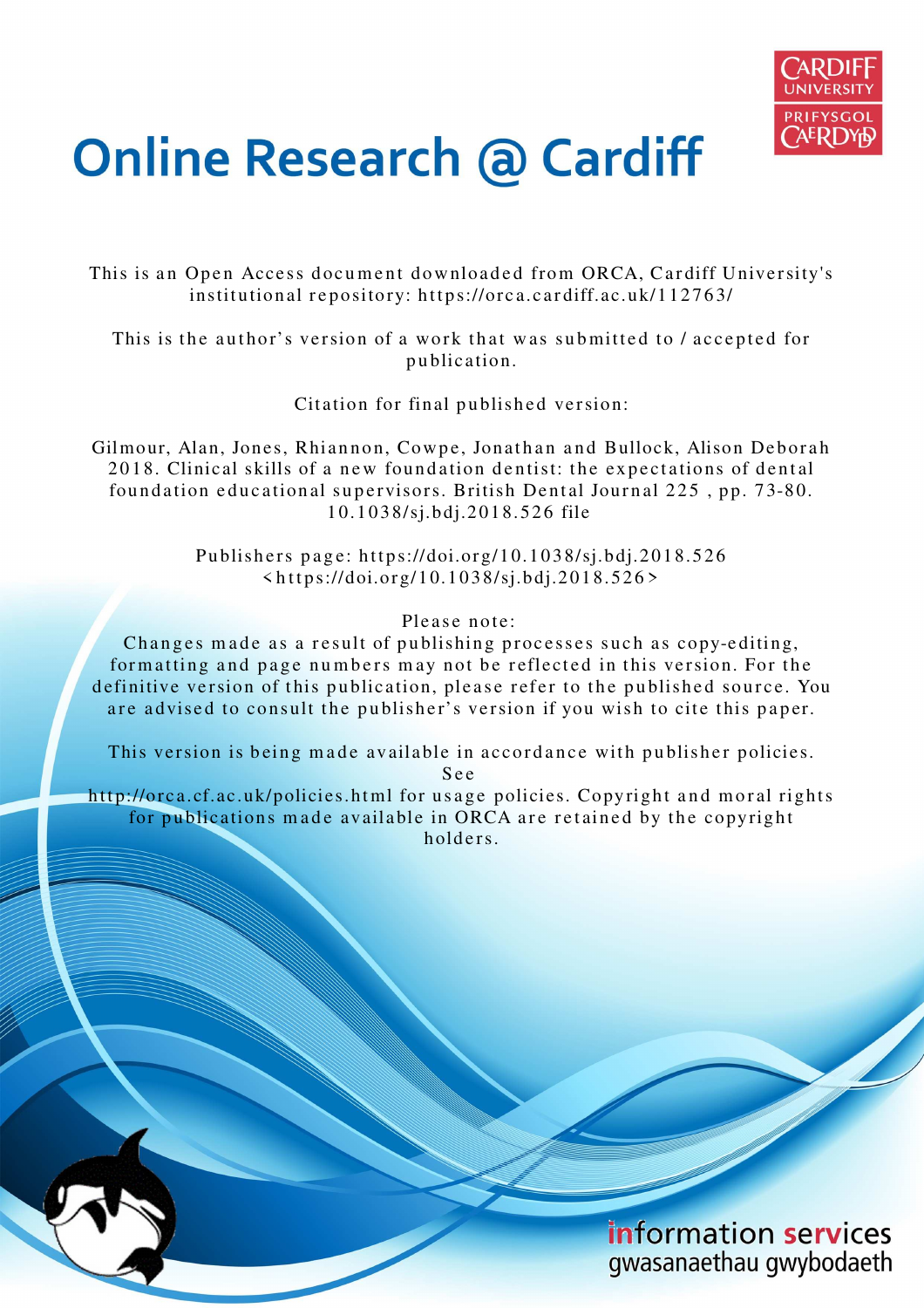# Online Research @ Cardiff

This is an Open Access document downloaded from ORCA, Cardiff University's institutional repository: https://orca.cardiff.ac.uk/112763/

This is the author's version of a work that was submitted to / accepted for publication.

Citation for final published version:

Gilmour, Alan, Jones, Rhiannon, Cowpe, Jonathan and Bullock, Alison Deborah 2018. Clinical skills of a new foundation dentist: the expectations of dental foundation educational supervisors. British Dental Journal 225 , pp. 73-80. 10.1038/sj.bdj.2018.526 file

Publishers page: https://doi.org/10.1038/sj.bdj.2018.526 <https://doi.org/10.1038/sj.bdj.2018.526>

Please note:
Changes made as a result of publishing processes such as copy-editing, formatting and page numbers may not be reflected in this version. For the definitive version of this publication, please refer to the published source. You are advised to consult the publisher's version if you wish to cite this paper.

This version is being made available in accordance with publisher policies. See http://orca.cf.ac.uk/policies.html for usage policies. Copyright and moral rights for publications made available in ORCA are retained by the copyright holders.

information services
gwasanaethau gwybodaeth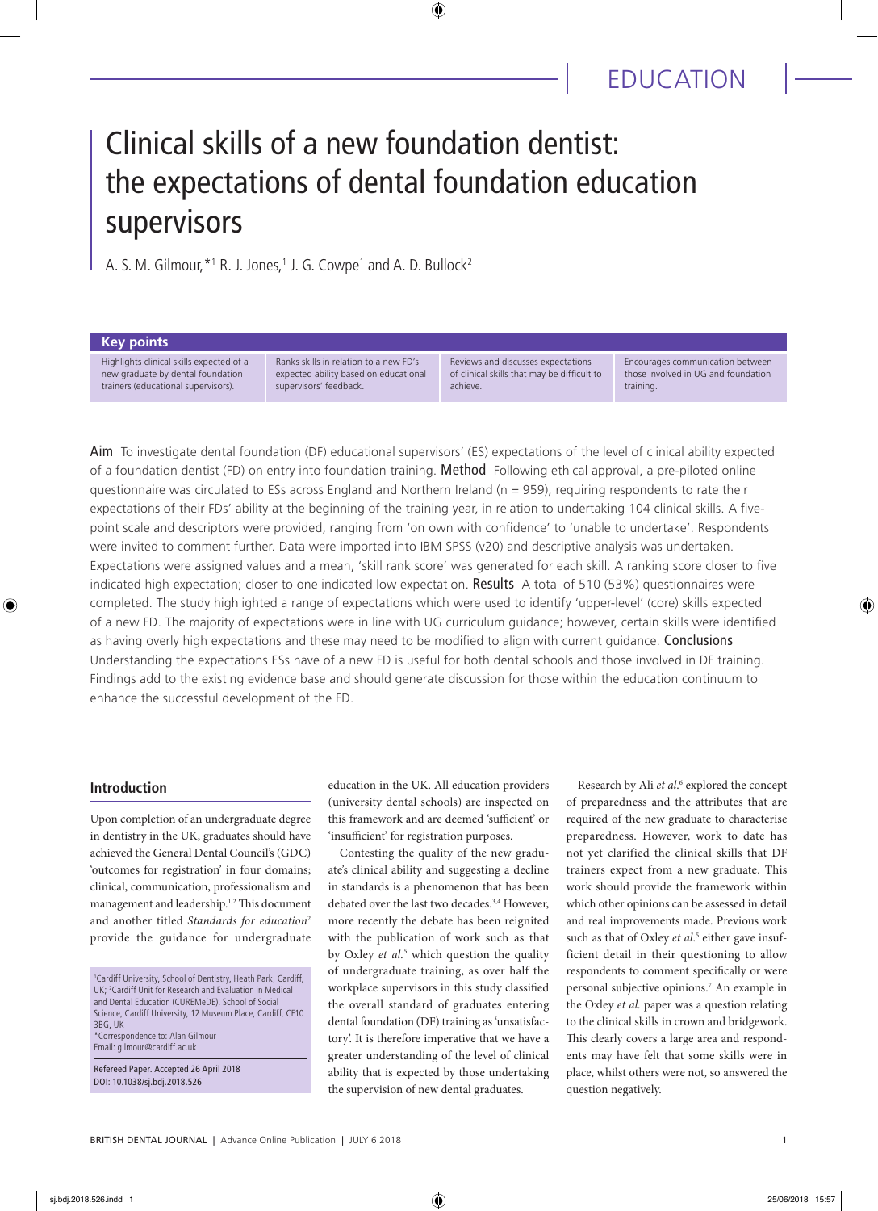# Clinical skills of a new foundation dentist: the expectations of dental foundation education supervisors

A. S. M. Gilmour,*[1] R. J. Jones,[1] J. G. Cowpe[1] and A. D. Bullock[2]

## Key points

- Highlights clinical skills expected of a new graduate by dental foundation trainers (educational supervisors).
- Ranks skills in relation to a new FD's expected ability based on educational supervisors' feedback.
- Reviews and discusses expectations of clinical skills that may be difficult to achieve.
- Encourages communication between those involved in UG and foundation training.

**Aim** To investigate dental foundation (DF) educational supervisors' (ES) expectations of the level of clinical ability expected of a foundation dentist (FD) on entry into foundation training. **Method** Following ethical approval, a pre-piloted online questionnaire was circulated to ESs across England and Northern Ireland (n = 959), requiring respondents to rate their expectations of their FDs' ability at the beginning of the training year, in relation to undertaking 104 clinical skills. A five-point scale and descriptors were provided, ranging from 'on own with confidence' to 'unable to undertake'. Respondents were invited to comment further. Data were imported into IBM SPSS (v20) and descriptive analysis was undertaken. Expectations were assigned values and a mean, 'skill rank score' was generated for each skill. A ranking score closer to five indicated high expectation; closer to one indicated low expectation. **Results** A total of 510 (53%) questionnaires were completed. The study highlighted a range of expectations which were used to identify 'upper-level' (core) skills expected of a new FD. The majority of expectations were in line with UG curriculum guidance; however, certain skills were identified as having overly high expectations and these may need to be modified to align with current guidance. **Conclusions** Understanding the expectations ESs have of a new FD is useful for both dental schools and those involved in DF training. Findings add to the existing evidence base and should generate discussion for those within the education continuum to enhance the successful development of the FD.

## Introduction

Upon completion of an undergraduate degree in dentistry in the UK, graduates should have achieved the General Dental Council's (GDC) 'outcomes for registration' in four domains; clinical, communication, professionalism and management and leadership.[1,2] This document and another titled *Standards for education*[2] provide the guidance for undergraduate education in the UK. All education providers (university dental schools) are inspected on this framework and are deemed 'sufficient' or 'insufficient' for registration purposes.

Contesting the quality of the new graduate's clinical ability and suggesting a decline in standards is a phenomenon that has been debated over the last two decades.[3,4] However, more recently the debate has been reignited with the publication of work such as that by Oxley *et al.*[5] which question the quality of undergraduate training, as over half the workplace supervisors in this study classified the overall standard of graduates entering dental foundation (DF) training as 'unsatisfactory'. It is therefore imperative that we have a greater understanding of the level of clinical ability that is expected by those undertaking the supervision of new dental graduates.

Research by Ali *et al.*[6] explored the concept of preparedness and the attributes that are required of the new graduate to characterise preparedness. However, work to date has not yet clarified the clinical skills that DF trainers expect from a new graduate. This work should provide the framework within which other opinions can be assessed in detail and real improvements made. Previous work such as that of Oxley *et al.*[5] either gave insufficient detail in their questioning to allow respondents to comment specifically or were personal subjective opinions.[7] An example in the Oxley *et al.* paper was a question relating to the clinical skills in crown and bridgework. This clearly covers a large area and respondents may have felt that some skills were in place, whilst others were not, so answered the question negatively.

[1]Cardiff University, School of Dentistry, Heath Park, Cardiff, UK; [2]Cardiff Unit for Research and Evaluation in Medical and Dental Education (CUREMeDE), School of Social Science, Cardiff University, 12 Museum Place, Cardiff, CF10 3BG, UK
*Correspondence to: Alan Gilmour
Email: gilmour@cardiff.ac.uk

Refereed Paper. Accepted 26 April 2018
DOI: 10.1038/sj.bdj.2018.526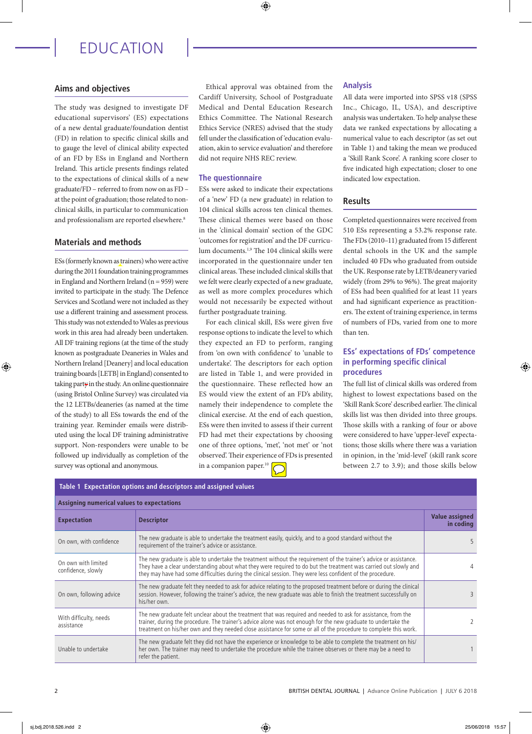## Aims and objectives

The study was designed to investigate DF educational supervisors' (ES) expectations of a new dental graduate/foundation dentist (FD) in relation to specific clinical skills and to gauge the level of clinical ability expected of an FD by ESs in England and Northern Ireland. This article presents findings related to the expectations of clinical skills of a new graduate/FD – referred to from now on as FD – at the point of graduation; those related to non-clinical skills, in particular to communication and professionalism are reported elsewhere.[8]

## Materials and methods

ESs (formerly known as trainers) who were active during the 2011 foundation training programmes in England and Northern Ireland (n = 959) were invited to participate in the study. The Defence Services and Scotland were not included as they use a different training and assessment process. This study was not extended to Wales as previous work in this area had already been undertaken. All DF training regions (at the time of the study known as postgraduate Deaneries in Wales and Northern Ireland [Deanery] and local education training boards [LETB] in England) consented to taking party in the study. An online questionnaire (using Bristol Online Survey) was circulated via the 12 LETBs/deaneries (as named at the time of the study) to all ESs towards the end of the training year. Reminder emails were distributed using the local DF training administrative support. Non-responders were unable to be followed up individually as completion of the survey was optional and anonymous.

Ethical approval was obtained from the Cardiff University, School of Postgraduate Medical and Dental Education Research Ethics Committee. The National Research Ethics Service (NRES) advised that the study fell under the classification of 'education evaluation, akin to service evaluation' and therefore did not require NHS REC review.

### The questionnaire

ESs were asked to indicate their expectations of a 'new' FD (a new graduate) in relation to 104 clinical skills across ten clinical themes. These clinical themes were based on those in the 'clinical domain' section of the GDC 'outcomes for registration' and the DF curriculum documents.[1,9] The 104 clinical skills were incorporated in the questionnaire under ten clinical areas. These included clinical skills that we felt were clearly expected of a new graduate, as well as more complex procedures which would not necessarily be expected without further postgraduate training.

For each clinical skill, ESs were given five response options to indicate the level to which they expected an FD to perform, ranging from 'on own with confidence' to 'unable to undertake'. The descriptors for each option are listed in Table 1, and were provided in the questionnaire. These reflected how an ES would view the extent of an FD's ability, namely their independence to complete the clinical exercise. At the end of each question, ESs were then invited to assess if their current FD had met their expectations by choosing one of three options, 'met', 'not met' or 'not observed'. Their experience of FDs is presented in a companion paper.[10]

### Analysis

All data were imported into SPSS v18 (SPSS Inc., Chicago, IL, USA), and descriptive analysis was undertaken. To help analyse these data we ranked expectations by allocating a numerical value to each descriptor (as set out in Table 1) and taking the mean we produced a 'Skill Rank Score'. A ranking score closer to five indicated high expectation; closer to one indicated low expectation.

## Results

Completed questionnaires were received from 510 ESs representing a 53.2% response rate. The FDs (2010–11) graduated from 15 different dental schools in the UK and the sample included 40 FDs who graduated from outside the UK. Response rate by LETB/deanery varied widely (from 29% to 96%). The great majority of ESs had been qualified for at least 11 years and had significant experience as practitioners. The extent of training experience, in terms of numbers of FDs, varied from one to more than ten.

### ESs' expectations of FDs' competence in performing specific clinical procedures

The full list of clinical skills was ordered from highest to lowest expectations based on the 'Skill Rank Score' described earlier. The clinical skills list was then divided into three groups. Those skills with a ranking of four or above were considered to have 'upper-level' expectations; those skills where there was a variation in opinion, in the 'mid-level' (skill rank score between 2.7 to 3.9); and those skills below

**Table 1 Expectation options and descriptors and assigned values**

Assigning numerical values to expectations

| Expectation | Descriptor | Value assigned in coding |
|---|---|---|
| On own, with confidence | The new graduate is able to undertake the treatment easily, quickly, and to a good standard without the requirement of the trainer's advice or assistance. | 5 |
| On own with limited confidence, slowly | The new graduate is able to undertake the treatment without the requirement of the trainer's advice or assistance. They have a clear understanding about what they were required to do but the treatment was carried out slowly and they may have had some difficulties during the clinical session. They were less confident of the procedure. | 4 |
| On own, following advice | The new graduate felt they needed to ask for advice relating to the proposed treatment before or during the clinical session. However, following the trainer's advice, the new graduate was able to finish the treatment successfully on his/her own. | 3 |
| With difficulty, needs assistance | The new graduate felt unclear about the treatment that was required and needed to ask for assistance, from the trainer, during the procedure. The trainer's advice alone was not enough for the new graduate to undertake the treatment on his/her own and they needed close assistance for some or all of the procedure to complete this work. | 2 |
| Unable to undertake | The new graduate felt they did not have the experience or knowledge to be able to complete the treatment on his/her own. The trainer may need to undertake the procedure while the trainee observes or there may be a need to refer the patient. | 1 |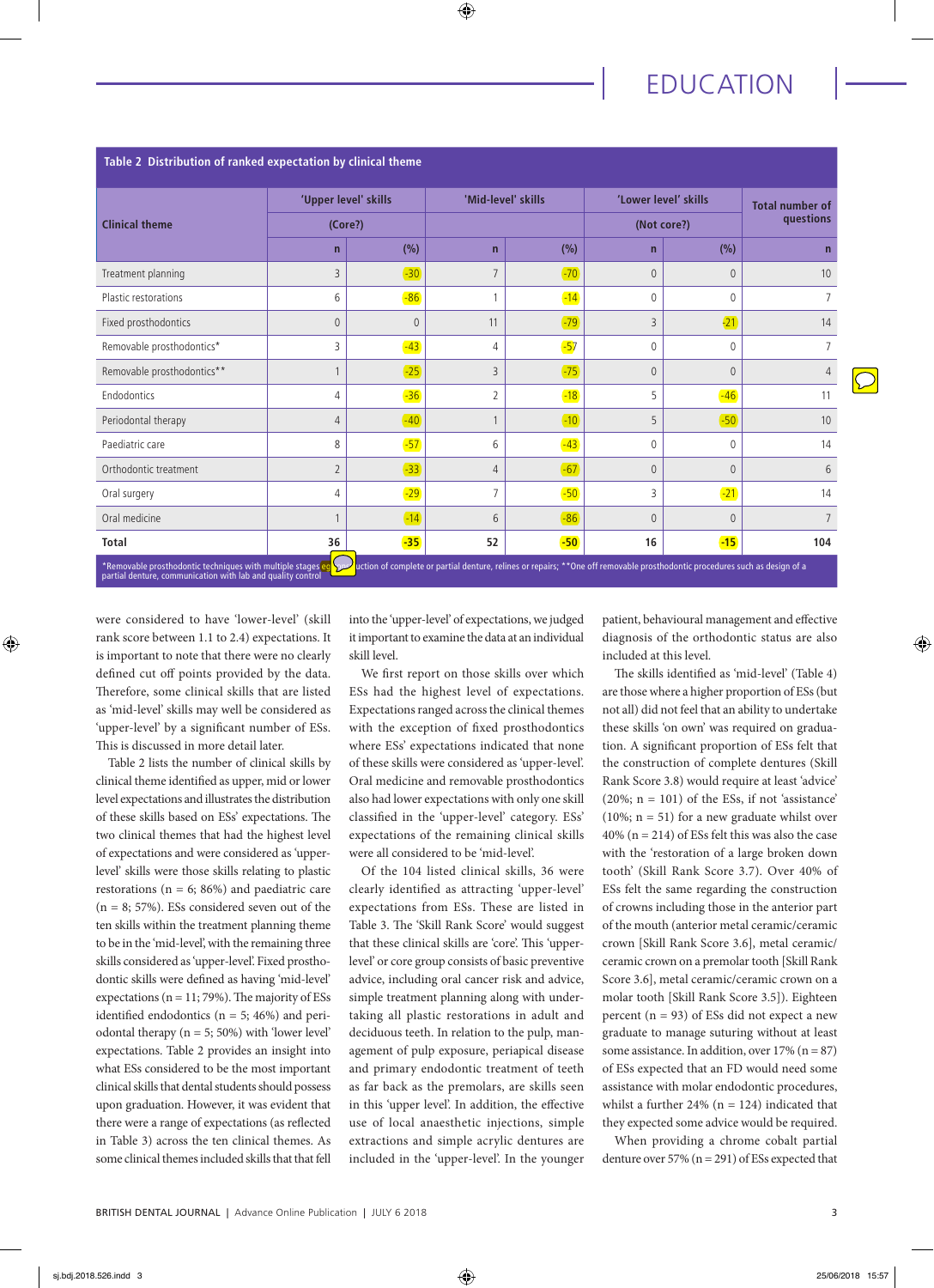Table 2 Distribution of ranked expectation by clinical theme

| Clinical theme | 'Upper level' skills (Core?) | | 'Mid-level' skills | | 'Lower level' skills (Not core?) | | Total number of questions |
|---|---|---|---|---|---|---|---|
| | n | (%) | n | (%) | n | (%) | n |
| Treatment planning | 3 | -30 | 7 | -70 | 0 | 0 | 10 |
| Plastic restorations | 6 | -86 | 1 | -14 | 0 | 0 | 7 |
| Fixed prosthodontics | 0 | 0 | 11 | -79 | 3 | -21 | 14 |
| Removable prosthodontics* | 3 | -43 | 4 | -57 | 0 | 0 | 7 |
| Removable prosthodontics** | 1 | -25 | 3 | -75 | 0 | 0 | 4 |
| Endodontics | 4 | -36 | 2 | -18 | 5 | -46 | 11 |
| Periodontal therapy | 4 | -40 | 1 | -10 | 5 | -50 | 10 |
| Paediatric care | 8 | -57 | 6 | -43 | 0 | 0 | 14 |
| Orthodontic treatment | 2 | -33 | 4 | -67 | 0 | 0 | 6 |
| Oral surgery | 4 | -29 | 7 | -50 | 3 | -21 | 14 |
| Oral medicine | 1 | -14 | 6 | -86 | 0 | 0 | 7 |
| **Total** | **36** | **-35** | **52** | **-50** | **16** | **-15** | **104** |

*Removable prosthodontic techniques with multiple stages eg construction of complete or partial denture, relines or repairs; **One off removable prosthodontic procedures such as design of a partial denture, communication with lab and quality control

were considered to have 'lower-level' (skill rank score between 1.1 to 2.4) expectations. It is important to note that there were no clearly defined cut off points provided by the data. Therefore, some clinical skills that are listed as 'mid-level' skills may well be considered as 'upper-level' by a significant number of ESs. This is discussed in more detail later.

Table 2 lists the number of clinical skills by clinical theme identified as upper, mid or lower level expectations and illustrates the distribution of these skills based on ESs' expectations. The two clinical themes that had the highest level of expectations and were considered as 'upper-level' skills were those skills relating to plastic restorations (n = 6; 86%) and paediatric care (n = 8; 57%). ESs considered seven out of the ten skills within the treatment planning theme to be in the 'mid-level', with the remaining three skills considered as 'upper-level'. Fixed prosthodontic skills were defined as having 'mid-level' expectations (n = 11; 79%). The majority of ESs identified endodontics (n = 5; 46%) and periodontal therapy (n = 5; 50%) with 'lower level' expectations. Table 2 provides an insight into what ESs considered to be the most important clinical skills that dental students should possess upon graduation. However, it was evident that there were a range of expectations (as reflected in Table 3) across the ten clinical themes. As some clinical themes included skills that that fell into the 'upper-level' of expectations, we judged it important to examine the data at an individual skill level.

We first report on those skills over which ESs had the highest level of expectations. Expectations ranged across the clinical themes with the exception of fixed prosthodontics where ESs' expectations indicated that none of these skills were considered as 'upper-level'. Oral medicine and removable prosthodontics also had lower expectations with only one skill classified in the 'upper-level' category. ESs' expectations of the remaining clinical skills were all considered to be 'mid-level'.

Of the 104 listed clinical skills, 36 were clearly identified as attracting 'upper-level' expectations from ESs. These are listed in Table 3. The 'Skill Rank Score' would suggest that these clinical skills are 'core'. This 'upper-level' or core group consists of basic preventive advice, including oral cancer risk and advice, simple treatment planning along with undertaking all plastic restorations in adult and deciduous teeth. In relation to the pulp, management of pulp exposure, periapical disease and primary endodontic treatment of teeth as far back as the premolars, are skills seen in this 'upper level'. In addition, the effective use of local anaesthetic injections, simple extractions and simple acrylic dentures are included in the 'upper-level'. In the younger patient, behavioural management and effective diagnosis of the orthodontic status are also included at this level.

The skills identified as 'mid-level' (Table 4) are those where a higher proportion of ESs (but not all) did not feel that an ability to undertake these skills 'on own' was required on graduation. A significant proportion of ESs felt that the construction of complete dentures (Skill Rank Score 3.8) would require at least 'advice' (20%; n = 101) of the ESs, if not 'assistance' (10%; n = 51) for a new graduate whilst over 40% (n = 214) of ESs felt this was also the case with the 'restoration of a large broken down tooth' (Skill Rank Score 3.7). Over 40% of ESs felt the same regarding the construction of crowns including those in the anterior part of the mouth (anterior metal ceramic/ceramic crown [Skill Rank Score 3.6], metal ceramic/ceramic crown on a premolar tooth [Skill Rank Score 3.6], metal ceramic/ceramic crown on a molar tooth [Skill Rank Score 3.5]). Eighteen percent (n = 93) of ESs did not expect a new graduate to manage suturing without at least some assistance. In addition, over 17% (n = 87) of ESs expected that an FD would need some assistance with molar endodontic procedures, whilst a further 24% (n = 124) indicated that they expected some advice would be required.

When providing a chrome cobalt partial denture over 57% (n = 291) of ESs expected that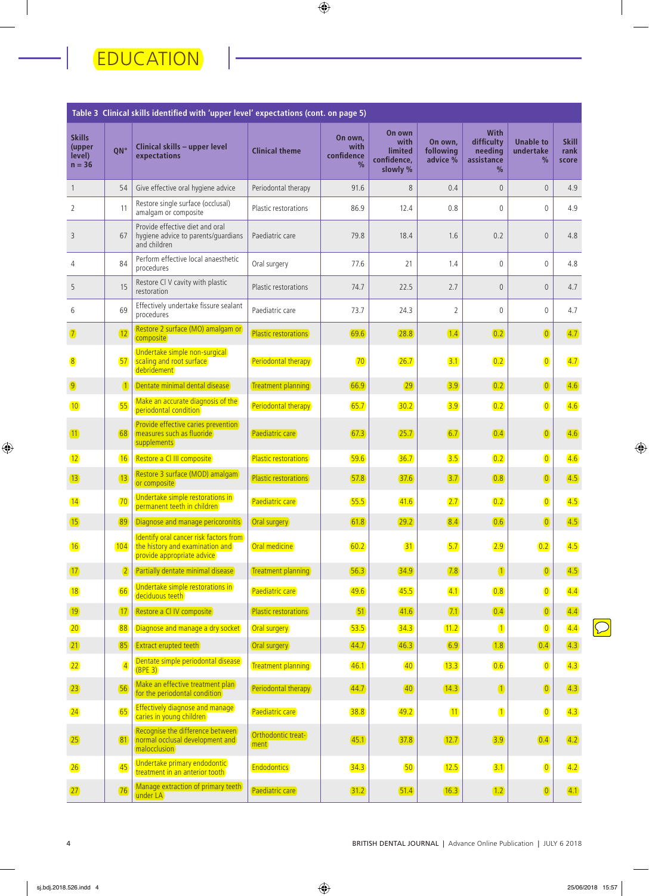**Table 3 Clinical skills identified with 'upper level' expectations (cont. on page 5)**

| Skills (upper level) n = 36 | QN° | Clinical skills – upper level expectations | Clinical theme | On own, with confidence % | On own with limited confidence, slowly % | On own, following advice % | With difficulty needing assistance % | Unable to undertake % | Skill rank score |
|---|---|---|---|---|---|---|---|---|---|
| 1 | 54 | Give effective oral hygiene advice | Periodontal therapy | 91.6 | 8 | 0.4 | 0 | 0 | 4.9 |
| 2 | 11 | Restore single surface (occlusal) amalgam or composite | Plastic restorations | 86.9 | 12.4 | 0.8 | 0 | 0 | 4.9 |
| 3 | 67 | Provide effective diet and oral hygiene advice to parents/guardians and children | Paediatric care | 79.8 | 18.4 | 1.6 | 0.2 | 0 | 4.8 |
| 4 | 84 | Perform effective local anaesthetic procedures | Oral surgery | 77.6 | 21 | 1.4 | 0 | 0 | 4.8 |
| 5 | 15 | Restore Cl V cavity with plastic restoration | Plastic restorations | 74.7 | 22.5 | 2.7 | 0 | 0 | 4.7 |
| 6 | 69 | Effectively undertake fissure sealant procedures | Paediatric care | 73.7 | 24.3 | 2 | 0 | 0 | 4.7 |
| 7 | 12 | Restore 2 surface (MO) amalgam or composite | Plastic restorations | 69.6 | 28.8 | 1.4 | 0.2 | 0 | 4.7 |
| 8 | 57 | Undertake simple non-surgical scaling and root surface debridement | Periodontal therapy | 70 | 26.7 | 3.1 | 0.2 | 0 | 4.7 |
| 9 | 1 | Dentate minimal dental disease | Treatment planning | 66.9 | 29 | 3.9 | 0.2 | 0 | 4.6 |
| 10 | 55 | Make an accurate diagnosis of the periodontal condition | Periodontal therapy | 65.7 | 30.2 | 3.9 | 0.2 | 0 | 4.6 |
| 11 | 68 | Provide effective caries prevention measures such as fluoride supplements | Paediatric care | 67.3 | 25.7 | 6.7 | 0.4 | 0 | 4.6 |
| 12 | 16 | Restore a Cl III composite | Plastic restorations | 59.6 | 36.7 | 3.5 | 0.2 | 0 | 4.6 |
| 13 | 13 | Restore 3 surface (MOD) amalgam or composite | Plastic restorations | 57.8 | 37.6 | 3.7 | 0.8 | 0 | 4.5 |
| 14 | 70 | Undertake simple restorations in permanent teeth in children | Paediatric care | 55.5 | 41.6 | 2.7 | 0.2 | 0 | 4.5 |
| 15 | 89 | Diagnose and manage pericoronitis | Oral surgery | 61.8 | 29.2 | 8.4 | 0.6 | 0 | 4.5 |
| 16 | 104 | Identify oral cancer risk factors from the history and examination and provide appropriate advice | Oral medicine | 60.2 | 31 | 5.7 | 2.9 | 0.2 | 4.5 |
| 17 | 2 | Partially dentate minimal disease | Treatment planning | 56.3 | 34.9 | 7.8 | 1 | 0 | 4.5 |
| 18 | 66 | Undertake simple restorations in deciduous teeth | Paediatric care | 49.6 | 45.5 | 4.1 | 0.8 | 0 | 4.4 |
| 19 | 17 | Restore a Cl IV composite | Plastic restorations | 51 | 41.6 | 7.1 | 0.4 | 0 | 4.4 |
| 20 | 88 | Diagnose and manage a dry socket | Oral surgery | 53.5 | 34.3 | 11.2 | 1 | 0 | 4.4 |
| 21 | 85 | Extract erupted teeth | Oral surgery | 44.7 | 46.3 | 6.9 | 1.8 | 0.4 | 4.3 |
| 22 | 4 | Dentate simple periodontal disease (BPE 3) | Treatment planning | 46.1 | 40 | 13.3 | 0.6 | 0 | 4.3 |
| 23 | 56 | Make an effective treatment plan for the periodontal condition | Periodontal therapy | 44.7 | 40 | 14.3 | 1 | 0 | 4.3 |
| 24 | 65 | Effectively diagnose and manage caries in young children | Paediatric care | 38.8 | 49.2 | 11 | 1 | 0 | 4.3 |
| 25 | 81 | Recognise the difference between normal occlusal development and malocclusion | Orthodontic treatment | 45.1 | 37.8 | 12.7 | 3.9 | 0.4 | 4.2 |
| 26 | 45 | Undertake primary endodontic treatment in an anterior tooth | Endodontics | 34.3 | 50 | 12.5 | 3.1 | 0 | 4.2 |
| 27 | 76 | Manage extraction of primary teeth under LA | Paediatric care | 31.2 | 51.4 | 16.3 | 1.2 | 0 | 4.1 |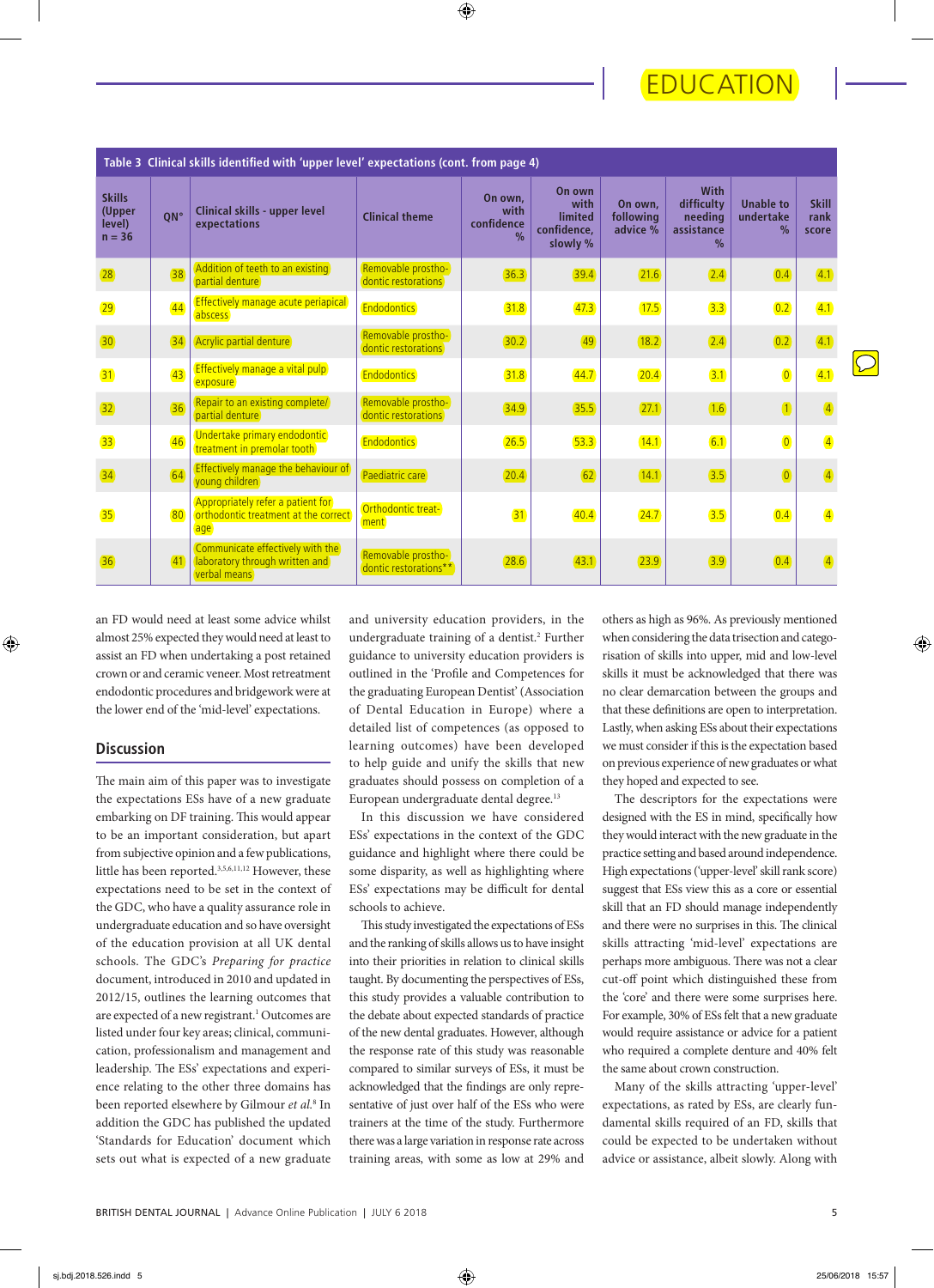## Table 3 Clinical skills identified with 'upper level' expectations (cont. from page 4)

| Skills (Upper level) n = 36 | QN° | Clinical skills - upper level expectations | Clinical theme | On own, with confidence % | On own with limited confidence, slowly % | On own, following advice % | With difficulty needing assistance % | Unable to undertake % | Skill rank score |
|---|---|---|---|---|---|---|---|---|---|
| 28 | 38 | Addition of teeth to an existing partial denture | Removable prosthodontic restorations | 36.3 | 39.4 | 21.6 | 2.4 | 0.4 | 4.1 |
| 29 | 44 | Effectively manage acute periapical abscess | Endodontics | 31.8 | 47.3 | 17.5 | 3.3 | 0.2 | 4.1 |
| 30 | 34 | Acrylic partial denture | Removable prosthodontic restorations | 30.2 | 49 | 18.2 | 2.4 | 0.2 | 4.1 |
| 31 | 43 | Effectively manage a vital pulp exposure | Endodontics | 31.8 | 44.7 | 20.4 | 3.1 | 0 | 4.1 |
| 32 | 36 | Repair to an existing complete/partial denture | Removable prosthodontic restorations | 34.9 | 35.5 | 27.1 | 1.6 | 1 | 4 |
| 33 | 46 | Undertake primary endodontic treatment in premolar tooth | Endodontics | 26.5 | 53.3 | 14.1 | 6.1 | 0 | 4 |
| 34 | 64 | Effectively manage the behaviour of young children | Paediatric care | 20.4 | 62 | 14.1 | 3.5 | 0 | 4 |
| 35 | 80 | Appropriately refer a patient for orthodontic treatment at the correct age | Orthodontic treatment | 31 | 40.4 | 24.7 | 3.5 | 0.4 | 4 |
| 36 | 41 | Communicate effectively with the laboratory through written and verbal means | Removable prosthodontic restorations** | 28.6 | 43.1 | 23.9 | 3.9 | 0.4 | 4 |

an FD would need at least some advice whilst almost 25% expected they would need at least to assist an FD when undertaking a post retained crown or and ceramic veneer. Most retreatment endodontic procedures and bridgework were at the lower end of the 'mid-level' expectations.

## Discussion

The main aim of this paper was to investigate the expectations ESs have of a new graduate embarking on DF training. This would appear to be an important consideration, but apart from subjective opinion and a few publications, little has been reported.[3,5,6,11,12] However, these expectations need to be set in the context of the GDC, who have a quality assurance role in undergraduate education and so have oversight of the education provision at all UK dental schools. The GDC's *Preparing for practice* document, introduced in 2010 and updated in 2012/15, outlines the learning outcomes that are expected of a new registrant.[1] Outcomes are listed under four key areas; clinical, communication, professionalism and management and leadership. The ESs' expectations and experience relating to the other three domains has been reported elsewhere by Gilmour *et al.*[8] In addition the GDC has published the updated 'Standards for Education' document which sets out what is expected of a new graduate and university education providers, in the undergraduate training of a dentist.[2] Further guidance to university education providers is outlined in the 'Profile and Competences for the graduating European Dentist' (Association of Dental Education in Europe) where a detailed list of competences (as opposed to learning outcomes) have been developed to help guide and unify the skills that new graduates should possess on completion of a European undergraduate dental degree.[13]

In this discussion we have considered ESs' expectations in the context of the GDC guidance and highlight where there could be some disparity, as well as highlighting where ESs' expectations may be difficult for dental schools to achieve.

This study investigated the expectations of ESs and the ranking of skills allows us to have insight into their priorities in relation to clinical skills taught. By documenting the perspectives of ESs, this study provides a valuable contribution to the debate about expected standards of practice of the new dental graduates. However, although the response rate of this study was reasonable compared to similar surveys of ESs, it must be acknowledged that the findings are only representative of just over half of the ESs who were trainers at the time of the study. Furthermore there was a large variation in response rate across training areas, with some as low at 29% and others as high as 96%. As previously mentioned when considering the data trisection and categorisation of skills into upper, mid and low-level skills it must be acknowledged that there was no clear demarcation between the groups and that these definitions are open to interpretation. Lastly, when asking ESs about their expectations we must consider if this is the expectation based on previous experience of new graduates or what they hoped and expected to see.

The descriptors for the expectations were designed with the ES in mind, specifically how they would interact with the new graduate in the practice setting and based around independence. High expectations ('upper-level' skill rank score) suggest that ESs view this as a core or essential skill that an FD should manage independently and there were no surprises in this. The clinical skills attracting 'mid-level' expectations are perhaps more ambiguous. There was not a clear cut-off point which distinguished these from the 'core' and there were some surprises here. For example, 30% of ESs felt that a new graduate would require assistance or advice for a patient who required a complete denture and 40% felt the same about crown construction.

Many of the skills attracting 'upper-level' expectations, as rated by ESs, are clearly fundamental skills required of an FD, skills that could be expected to be undertaken without advice or assistance, albeit slowly. Along with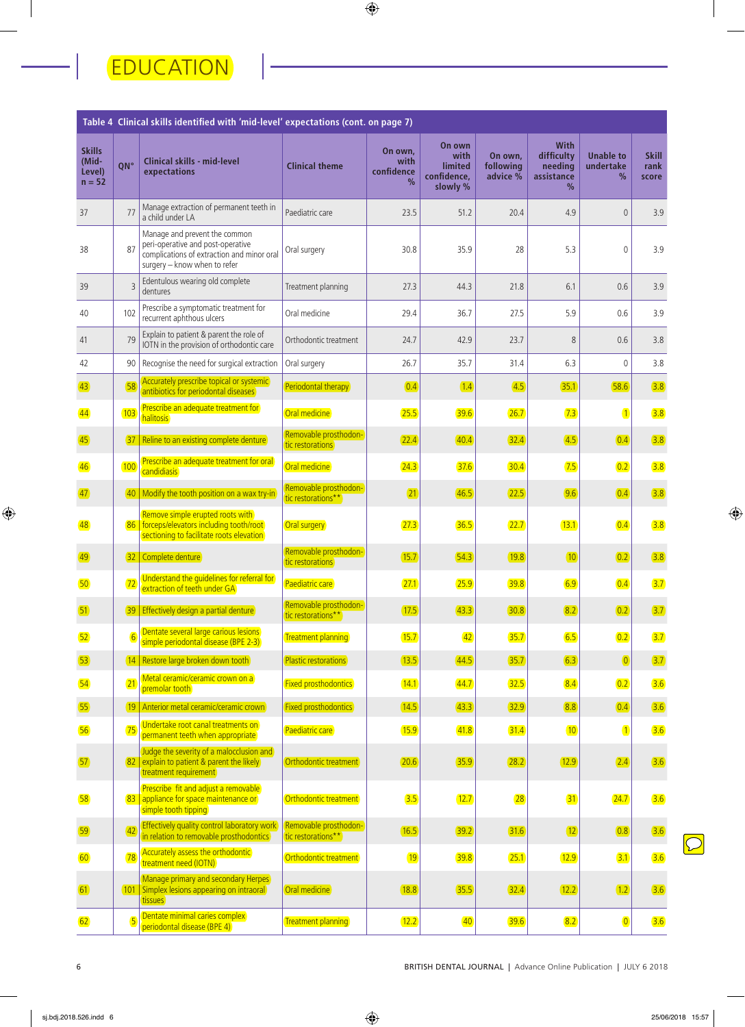# EDUCATION

**Table 4 Clinical skills identified with 'mid-level' expectations (cont. on page 7)**

| Skills (Mid-Level) n = 52 | QN° | Clinical skills - mid-level expectations | Clinical theme | On own, with confidence % | On own with limited confidence, slowly % | On own, following advice % | With difficulty needing assistance % | Unable to undertake % | Skill rank score |
|---|---|---|---|---|---|---|---|---|---|
| 37 | 77 | Manage extraction of permanent teeth in a child under LA | Paediatric care | 23.5 | 51.2 | 20.4 | 4.9 | 0 | 3.9 |
| 38 | 87 | Manage and prevent the common peri-operative and post-operative complications of extraction and minor oral surgery – know when to refer | Oral surgery | 30.8 | 35.9 | 28 | 5.3 | 0 | 3.9 |
| 39 | 3 | Edentulous wearing old complete dentures | Treatment planning | 27.3 | 44.3 | 21.8 | 6.1 | 0.6 | 3.9 |
| 40 | 102 | Prescribe a symptomatic treatment for recurrent aphthous ulcers | Oral medicine | 29.4 | 36.7 | 27.5 | 5.9 | 0.6 | 3.9 |
| 41 | 79 | Explain to patient & parent the role of IOTN in the provision of orthodontic care | Orthodontic treatment | 24.7 | 42.9 | 23.7 | 8 | 0.6 | 3.8 |
| 42 | 90 | Recognise the need for surgical extraction | Oral surgery | 26.7 | 35.7 | 31.4 | 6.3 | 0 | 3.8 |
| 43 | 58 | Accurately prescribe topical or systemic antibiotics for periodontal diseases | Periodontal therapy | 0.4 | 1.4 | 4.5 | 35.1 | 58.6 | 3.8 |
| 44 | 103 | Prescribe an adequate treatment for halitosis | Oral medicine | 25.5 | 39.6 | 26.7 | 7.3 | 1 | 3.8 |
| 45 | 37 | Reline to an existing complete denture | Removable prosthodontic restorations | 22.4 | 40.4 | 32.4 | 4.5 | 0.4 | 3.8 |
| 46 | 100 | Prescribe an adequate treatment for oral candidiasis | Oral medicine | 24.3 | 37.6 | 30.4 | 7.5 | 0.2 | 3.8 |
| 47 | 40 | Modify the tooth position on a wax try-in | Removable prosthodontic restorations** | 21 | 46.5 | 22.5 | 9.6 | 0.4 | 3.8 |
| 48 | 86 | Remove simple erupted roots with forceps/elevators including tooth/root sectioning to facilitate roots elevation | Oral surgery | 27.3 | 36.5 | 22.7 | 13.1 | 0.4 | 3.8 |
| 49 | 32 | Complete denture | Removable prosthodontic restorations | 15.7 | 54.3 | 19.8 | 10 | 0.2 | 3.8 |
| 50 | 72 | Understand the guidelines for referral for extraction of teeth under GA | Paediatric care | 27.1 | 25.9 | 39.8 | 6.9 | 0.4 | 3.7 |
| 51 | 39 | Effectively design a partial denture | Removable prosthodontic restorations** | 17.5 | 43.3 | 30.8 | 8.2 | 0.2 | 3.7 |
| 52 | 6 | Dentate several large carious lesions simple periodontal disease (BPE 2-3) | Treatment planning | 15.7 | 42 | 35.7 | 6.5 | 0.2 | 3.7 |
| 53 | 14 | Restore large broken down tooth | Plastic restorations | 13.5 | 44.5 | 35.7 | 6.3 | 0 | 3.7 |
| 54 | 21 | Metal ceramic/ceramic crown on a premolar tooth | Fixed prosthodontics | 14.1 | 44.7 | 32.5 | 8.4 | 0.2 | 3.6 |
| 55 | 19 | Anterior metal ceramic/ceramic crown | Fixed prosthodontics | 14.5 | 43.3 | 32.9 | 8.8 | 0.4 | 3.6 |
| 56 | 75 | Undertake root canal treatments on permanent teeth when appropriate | Paediatric care | 15.9 | 41.8 | 31.4 | 10 | 1 | 3.6 |
| 57 | 82 | Judge the severity of a malocclusion and explain to patient & parent the likely treatment requirement | Orthodontic treatment | 20.6 | 35.9 | 28.2 | 12.9 | 2.4 | 3.6 |
| 58 | 83 | Prescribe fit and adjust a removable appliance for space maintenance or simple tooth tipping | Orthodontic treatment | 3.5 | 12.7 | 28 | 31 | 24.7 | 3.6 |
| 59 | 42 | Effectively quality control laboratory work in relation to removable prosthodontics | Removable prosthodontic restorations** | 16.5 | 39.2 | 31.6 | 12 | 0.8 | 3.6 |
| 60 | 78 | Accurately assess the orthodontic treatment need (IOTN) | Orthodontic treatment | 19 | 39.8 | 25.1 | 12.9 | 3.1 | 3.6 |
| 61 | 101 | Manage primary and secondary Herpes Simplex lesions appearing on intraoral tissues | Oral medicine | 18.8 | 35.5 | 32.4 | 12.2 | 1.2 | 3.6 |
| 62 | 5 | Dentate minimal caries complex periodontal disease (BPE 4) | Treatment planning | 12.2 | 40 | 39.6 | 8.2 | 0 | 3.6 |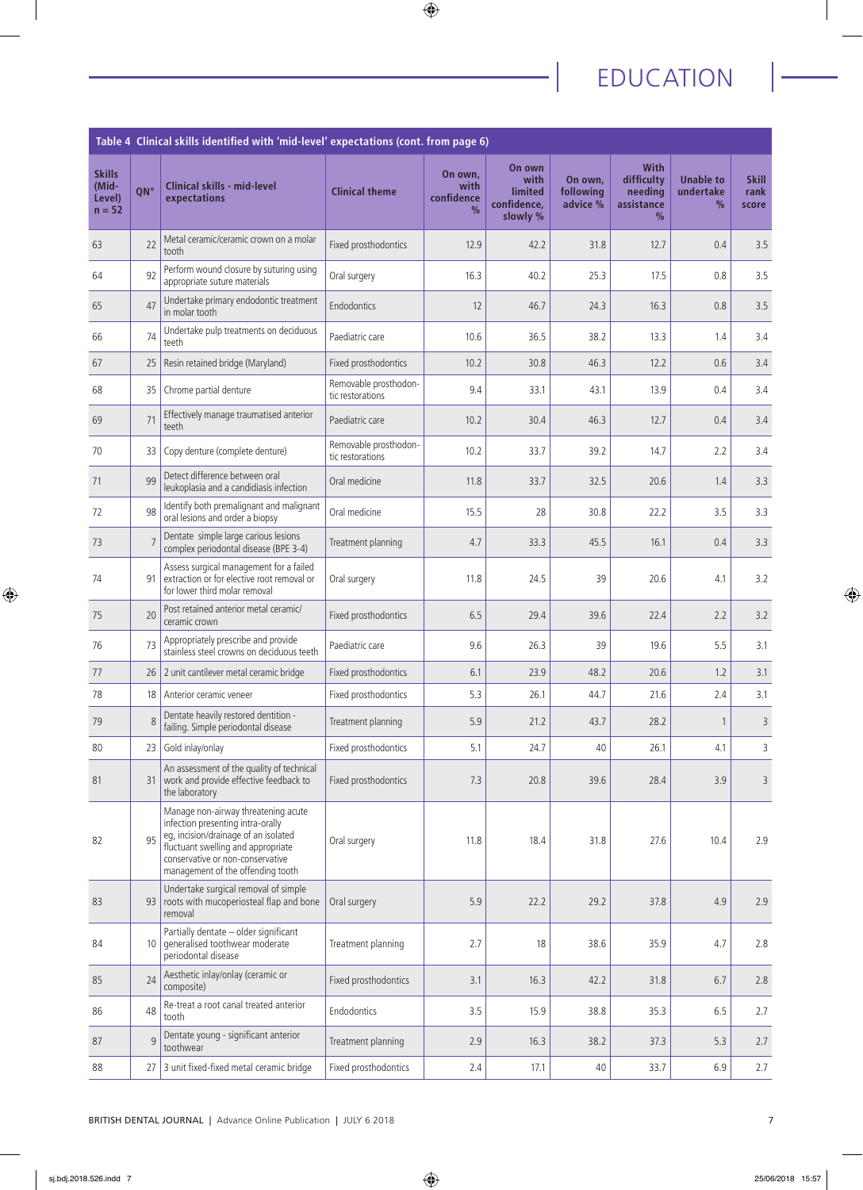**Table 4 Clinical skills identified with 'mid-level' expectations (cont. from page 6)**

| Skills (Mid-Level) n = 52 | QN° | Clinical skills - mid-level expectations | Clinical theme | On own, with confidence % | On own with limited confidence, slowly % | On own, following advice % | With difficulty needing assistance % | Unable to undertake % | Skill rank score |
|---|---|---|---|---|---|---|---|---|---|
| 63 | 22 | Metal ceramic/ceramic crown on a molar tooth | Fixed prosthodontics | 12.9 | 42.2 | 31.8 | 12.7 | 0.4 | 3.5 |
| 64 | 92 | Perform wound closure by suturing using appropriate suture materials | Oral surgery | 16.3 | 40.2 | 25.3 | 17.5 | 0.8 | 3.5 |
| 65 | 47 | Undertake primary endodontic treatment in molar tooth | Endodontics | 12 | 46.7 | 24.3 | 16.3 | 0.8 | 3.5 |
| 66 | 74 | Undertake pulp treatments on deciduous teeth | Paediatric care | 10.6 | 36.5 | 38.2 | 13.3 | 1.4 | 3.4 |
| 67 | 25 | Resin retained bridge (Maryland) | Fixed prosthodontics | 10.2 | 30.8 | 46.3 | 12.2 | 0.6 | 3.4 |
| 68 | 35 | Chrome partial denture | Removable prosthodontic restorations | 9.4 | 33.1 | 43.1 | 13.9 | 0.4 | 3.4 |
| 69 | 71 | Effectively manage traumatised anterior teeth | Paediatric care | 10.2 | 30.4 | 46.3 | 12.7 | 0.4 | 3.4 |
| 70 | 33 | Copy denture (complete denture) | Removable prosthodontic restorations | 10.2 | 33.7 | 39.2 | 14.7 | 2.2 | 3.4 |
| 71 | 99 | Detect difference between oral leukoplasia and a candidiasis infection | Oral medicine | 11.8 | 33.7 | 32.5 | 20.6 | 1.4 | 3.3 |
| 72 | 98 | Identify both premalignant and malignant oral lesions and order a biopsy | Oral medicine | 15.5 | 28 | 30.8 | 22.2 | 3.5 | 3.3 |
| 73 | 7 | Dentate simple large carious lesions complex periodontal disease (BPE 3-4) | Treatment planning | 4.7 | 33.3 | 45.5 | 16.1 | 0.4 | 3.3 |
| 74 | 91 | Assess surgical management for a failed extraction or for elective root removal or for lower third molar removal | Oral surgery | 11.8 | 24.5 | 39 | 20.6 | 4.1 | 3.2 |
| 75 | 20 | Post retained anterior metal ceramic/ceramic crown | Fixed prosthodontics | 6.5 | 29.4 | 39.6 | 22.4 | 2.2 | 3.2 |
| 76 | 73 | Appropriately prescribe and provide stainless steel crowns on deciduous teeth | Paediatric care | 9.6 | 26.3 | 39 | 19.6 | 5.5 | 3.1 |
| 77 | 26 | 2 unit cantilever metal ceramic bridge | Fixed prosthodontics | 6.1 | 23.9 | 48.2 | 20.6 | 1.2 | 3.1 |
| 78 | 18 | Anterior ceramic veneer | Fixed prosthodontics | 5.3 | 26.1 | 44.7 | 21.6 | 2.4 | 3.1 |
| 79 | 8 | Dentate heavily restored dentition - failing. Simple periodontal disease | Treatment planning | 5.9 | 21.2 | 43.7 | 28.2 | 1 | 3 |
| 80 | 23 | Gold inlay/onlay | Fixed prosthodontics | 5.1 | 24.7 | 40 | 26.1 | 4.1 | 3 |
| 81 | 31 | An assessment of the quality of technical work and provide effective feedback to the laboratory | Fixed prosthodontics | 7.3 | 20.8 | 39.6 | 28.4 | 3.9 | 3 |
| 82 | 95 | Manage non-airway threatening acute infection presenting intra-orally eg, incision/drainage of an isolated fluctuant swelling and appropriate conservative or non-conservative management of the offending tooth | Oral surgery | 11.8 | 18.4 | 31.8 | 27.6 | 10.4 | 2.9 |
| 83 | 93 | Undertake surgical removal of simple roots with mucoperiosteal flap and bone removal | Oral surgery | 5.9 | 22.2 | 29.2 | 37.8 | 4.9 | 2.9 |
| 84 | 10 | Partially dentate – older significant generalised toothwear moderate periodontal disease | Treatment planning | 2.7 | 18 | 38.6 | 35.9 | 4.7 | 2.8 |
| 85 | 24 | Aesthetic inlay/onlay (ceramic or composite) | Fixed prosthodontics | 3.1 | 16.3 | 42.2 | 31.8 | 6.7 | 2.8 |
| 86 | 48 | Re-treat a root canal treated anterior tooth | Endodontics | 3.5 | 15.9 | 38.8 | 35.3 | 6.5 | 2.7 |
| 87 | 9 | Dentate young - significant anterior toothwear | Treatment planning | 2.9 | 16.3 | 38.2 | 37.3 | 5.3 | 2.7 |
| 88 | 27 | 3 unit fixed-fixed metal ceramic bridge | Fixed prosthodontics | 2.4 | 17.1 | 40 | 33.7 | 6.9 | 2.7 |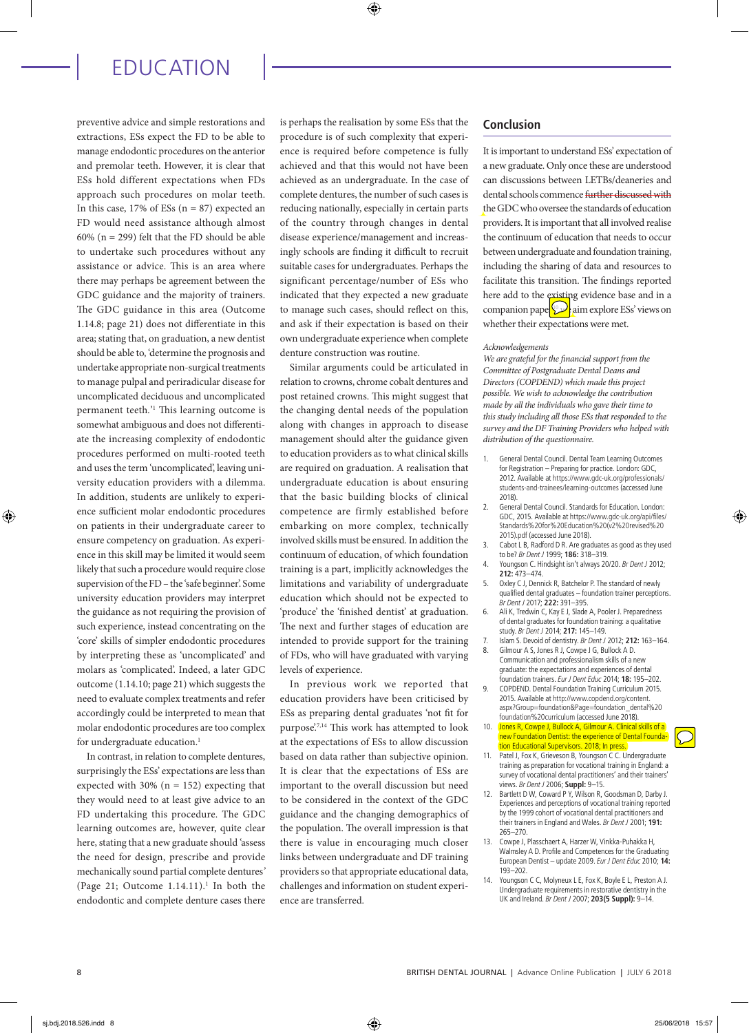preventive advice and simple restorations and extractions, ESs expect the FD to be able to manage endodontic procedures on the anterior and premolar teeth. However, it is clear that ESs hold different expectations when FDs approach such procedures on molar teeth. In this case, 17% of ESs (n = 87) expected an FD would need assistance although almost 60% (n = 299) felt that the FD should be able to undertake such procedures without any assistance or advice. This is an area where there may perhaps be agreement between the GDC guidance and the majority of trainers. The GDC guidance in this area (Outcome 1.14.8; page 21) does not differentiate in this area; stating that, on graduation, a new dentist should be able to, 'determine the prognosis and undertake appropriate non-surgical treatments to manage pulpal and periradicular disease for uncomplicated deciduous and uncomplicated permanent teeth.'[1] This learning outcome is somewhat ambiguous and does not differentiate the increasing complexity of endodontic procedures performed on multi-rooted teeth and uses the term 'uncomplicated', leaving university education providers with a dilemma. In addition, students are unlikely to experience sufficient molar endodontic procedures on patients in their undergraduate career to ensure competency on graduation. As experience in this skill may be limited it would seem likely that such a procedure would require close supervision of the FD – the 'safe beginner'. Some university education providers may interpret the guidance as not requiring the provision of such experience, instead concentrating on the 'core' skills of simpler endodontic procedures by interpreting these as 'uncomplicated' and molars as 'complicated'. Indeed, a later GDC outcome (1.14.10; page 21) which suggests the need to evaluate complex treatments and refer accordingly could be interpreted to mean that molar endodontic procedures are too complex for undergraduate education.[1]

In contrast, in relation to complete dentures, surprisingly the ESs' expectations are less than expected with 30% (n = 152) expecting that they would need to at least give advice to an FD undertaking this procedure. The GDC learning outcomes are, however, quite clear here, stating that a new graduate should 'assess the need for design, prescribe and provide mechanically sound partial complete dentures' (Page 21; Outcome 1.14.11).[1] In both the endodontic and complete denture cases there is perhaps the realisation by some ESs that the procedure is of such complexity that experience is required before competence is fully achieved and that this would not have been achieved as an undergraduate. In the case of complete dentures, the number of such cases is reducing nationally, especially in certain parts of the country through changes in dental disease experience/management and increasingly schools are finding it difficult to recruit suitable cases for undergraduates. Perhaps the significant percentage/number of ESs who indicated that they expected a new graduate to manage such cases, should reflect on this, and ask if their expectation is based on their own undergraduate experience when complete denture construction was routine.

Similar arguments could be articulated in relation to crowns, chrome cobalt dentures and post retained crowns. This might suggest that the changing dental needs of the population along with changes in approach to disease management should alter the guidance given to education providers as to what clinical skills are required on graduation. A realisation that undergraduate education is about ensuring that the basic building blocks of clinical competence are firmly established before embarking on more complex, technically involved skills must be ensured. In addition the continuum of education, of which foundation training is a part, implicitly acknowledges the limitations and variability of undergraduate education which should not be expected to 'produce' the 'finished dentist' at graduation. The next and further stages of education are intended to provide support for the training of FDs, who will have graduated with varying levels of experience.

In previous work we reported that education providers have been criticised by ESs as preparing dental graduates 'not fit for purpose'.[7,14] This work has attempted to look at the expectations of ESs to allow discussion based on data rather than subjective opinion. It is clear that the expectations of ESs are important to the overall discussion but need to be considered in the context of the GDC guidance and the changing demographics of the population. The overall impression is that there is value in encouraging much closer links between undergraduate and DF training providers so that appropriate educational data, challenges and information on student experience are transferred.

## Conclusion

It is important to understand ESs' expectation of a new graduate. Only once these are understood can discussions between LETBs/deaneries and dental schools commence ~~further discussed with~~ the GDC who oversee the standards of education providers. It is important that all involved realise the continuum of education that needs to occur between undergraduate and foundation training, including the sharing of data and resources to facilitate this transition. The findings reported here add to the existing evidence base and in a companion paper aim explore ESs' views on whether their expectations were met.

*Acknowledgements*

*We are grateful for the financial support from the Committee of Postgraduate Dental Deans and Directors (COPDEND) which made this project possible. We wish to acknowledge the contribution made by all the individuals who gave their time to this study including all those ESs that responded to the survey and the DF Training Providers who helped with distribution of the questionnaire.*

1. General Dental Council. Dental Team Learning Outcomes for Registration – Preparing for practice. London: GDC, 2012. Available at https://www.gdc-uk.org/professionals/students-and-trainees/learning-outcomes (accessed June 2018).
2. General Dental Council. Standards for Education. London: GDC, 2015. Available at https://www.gdc-uk.org/api/files/Standards%20for%20Education%20(v2%20revised%20 2015).pdf (accessed June 2018).
3. Cabot L B, Radford D R. Are graduates as good as they used to be? *Br Dent J* 1999; **186:** 318–319.
4. Youngson C. Hindsight isn't always 20/20. *Br Dent J* 2012; **212:** 473–474.
5. Oxley C J, Dennick R, Batchelor P. The standard of newly qualified dental graduates – foundation trainer perceptions. *Br Dent J* 2017; **222:** 391–395.
6. Ali K, Tredwin C, Kay E J, Slade A, Pooler J. Preparedness of dental graduates for foundation training: a qualitative study. *Br Dent J* 2014; **217:** 145–149.
7. Islam S. Devoid of dentistry. *Br Dent J* 2012; **212:** 163–164.
8. Gilmour A S, Jones R J, Cowpe J G, Bullock A D. Communication and professionalism skills of a new graduate: the expectations and experiences of dental foundation trainers. *Eur J Dent Educ* 2014; **18:** 195–202.
9. COPDEND. Dental Foundation Training Curriculum 2015. 2015. Available at http://www.copdend.org/content.aspx?Group=foundation&Page=foundation_dental%20 foundation%20curriculum (accessed June 2018).
10. Jones R, Cowpe J, Bullock A, Gilmour A. Clinical skills of a new Foundation Dentist: the experience of Dental Foundation Educational Supervisors. 2018; In press.
11. Patel J, Fox K, Grieveson B, Youngson C C. Undergraduate training as preparation for vocational training in England: a survey of vocational dental practitioners' and their trainers' views. *Br Dent J* 2006; **Suppl:** 9–15.
12. Bartlett D W, Coward P Y, Wilson R, Goodsman D, Darby J. Experiences and perceptions of vocational training reported by the 1999 cohort of vocational dental practitioners and their trainers in England and Wales. *Br Dent J* 2001; **191:** 265–270.
13. Cowpe J, Plasschaert A, Harzer W, Vinkka-Puhakka H, Walmsley A D. Profile and Competences for the Graduating European Dentist – update 2009. *Eur J Dent Educ* 2010; **14:** 193–202.
14. Youngson C C, Molyneux L E, Fox K, Boyle E L, Preston A J. Undergraduate requirements in restorative dentistry in the UK and Ireland. *Br Dent J* 2007; **203(5 Suppl):** 9–14.